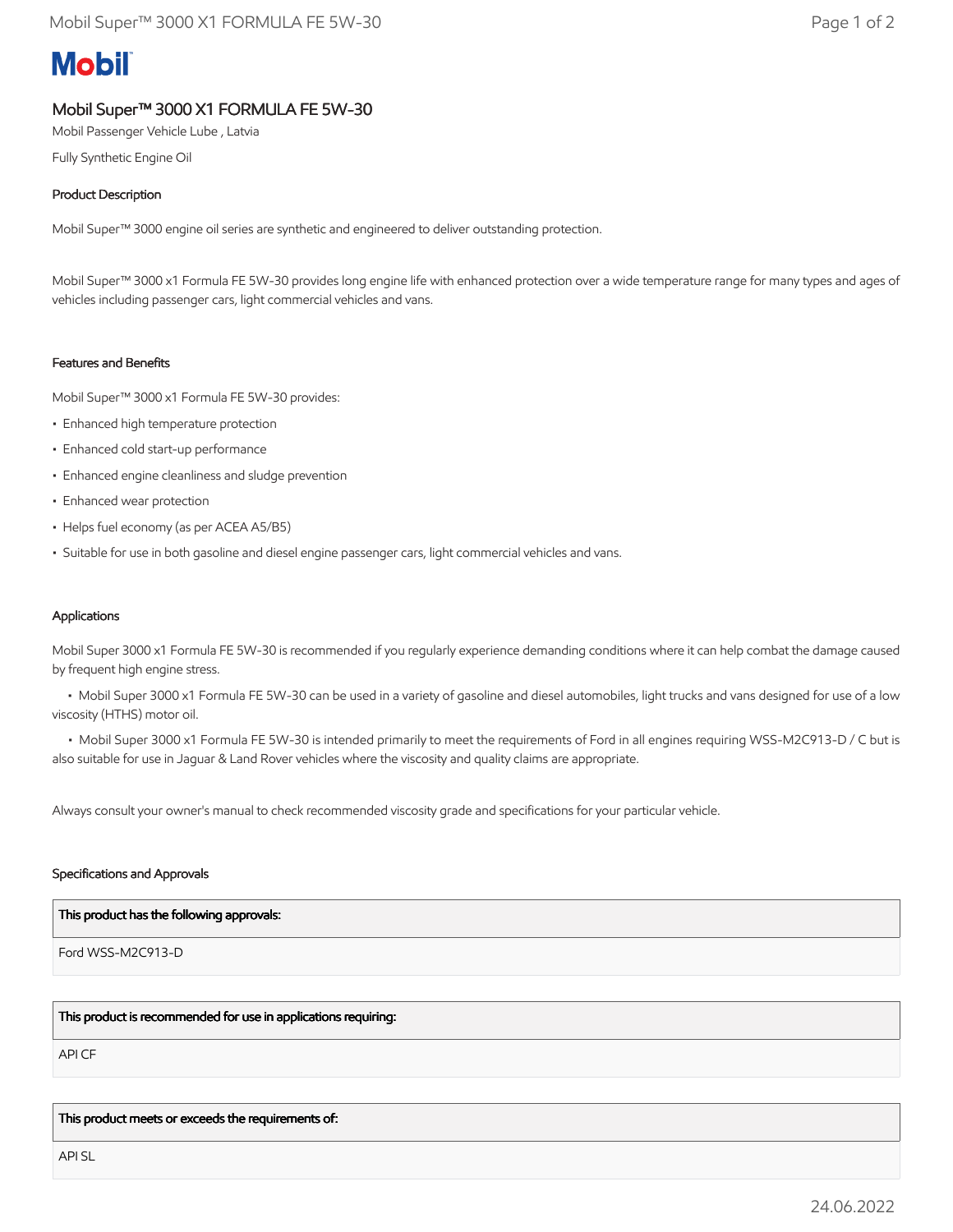# Mobil

## Mobil Super™ 3000 X1 FORMULA FE 5W-30

Mobil Passenger Vehicle Lube , Latvia

Fully Synthetic Engine Oil

### Product Description

Mobil Super™ 3000 engine oil series are synthetic and engineered to deliver outstanding protection.

Mobil Super™ 3000 x1 Formula FE 5W-30 provides long engine life with enhanced protection over a wide temperature range for many types and ages of vehicles including passenger cars, light commercial vehicles and vans.

### Features and Benefits

Mobil Super™ 3000 x1 Formula FE 5W-30 provides:

- Enhanced high temperature protection
- Enhanced cold start-up performance
- Enhanced engine cleanliness and sludge prevention
- Enhanced wear protection
- Helps fuel economy (as per ACEA A5/B5)
- Suitable for use in both gasoline and diesel engine passenger cars, light commercial vehicles and vans.

### Applications

Mobil Super 3000 x1 Formula FE 5W-30 is recommended if you regularly experience demanding conditions where it can help combat the damage caused by frequent high engine stress.

- Mobil Super 3000 x1 Formula FE 5W-30 can be used in a variety of gasoline and diesel automobiles, light trucks and vans designed for use of a low viscosity (HTHS) motor oil.
- Mobil Super 3000 x1 Formula FE 5W-30 is intended primarily to meet the requirements of Ford in all engines requiring WSS-M2C913-D / C but is also suitable for use in Jaguar & Land Rover vehicles where the viscosity and quality claims are appropriate.

Always consult your owner's manual to check recommended viscosity grade and specifications for your particular vehicle.

### Specifications and Approvals

| This product has the following approvals: |
|---|
| Ford WSS-M2C913-D |

| This product is recommended for use in applications requiring: |
|---|
| API CF |

| This product meets or exceeds the requirements of: |
|---|
| API SL |

24.06.2022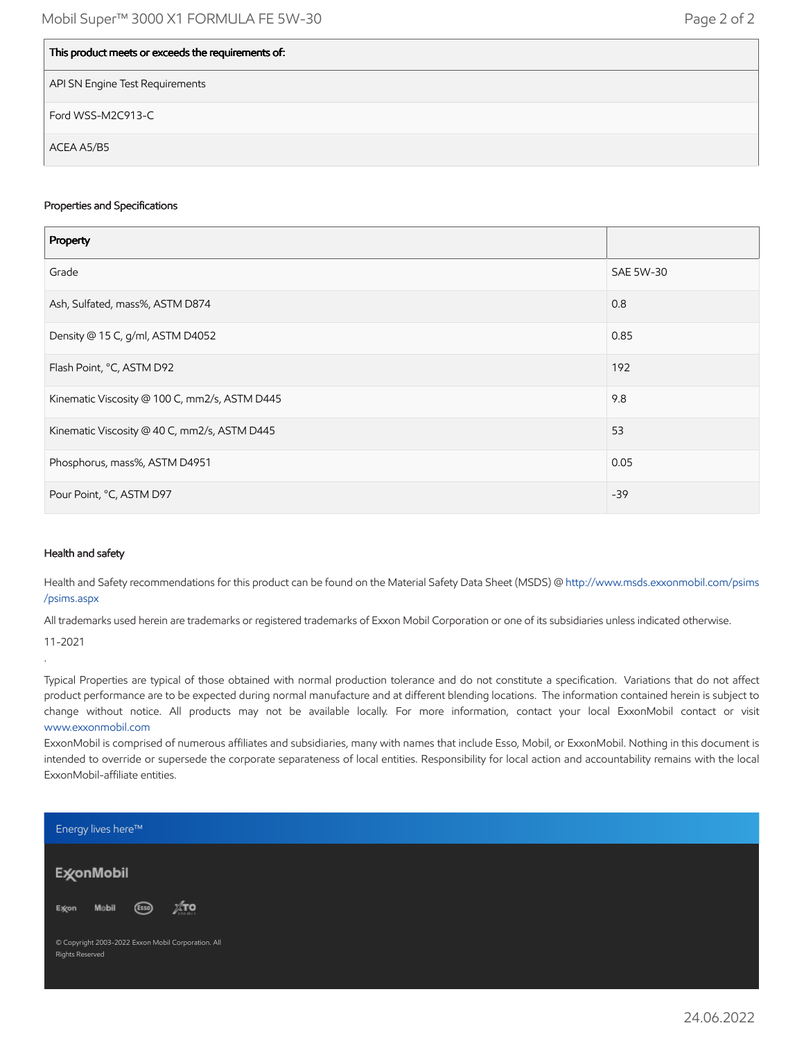| This product meets or exceeds the requirements of: |
| --- |
| API SN Engine Test Requirements |
| Ford WSS-M2C913-C |
| ACEA A5/B5 |

### Properties and Specifications

| Property | |
| --- | --- |
| Grade | SAE 5W-30 |
| Ash, Sulfated, mass%, ASTM D874 | 0.8 |
| Density @ 15 C, g/ml, ASTM D4052 | 0.85 |
| Flash Point, °C, ASTM D92 | 192 |
| Kinematic Viscosity @ 100 C, mm2/s, ASTM D445 | 9.8 |
| Kinematic Viscosity @ 40 C, mm2/s, ASTM D445 | 53 |
| Phosphorus, mass%, ASTM D4951 | 0.05 |
| Pour Point, °C, ASTM D97 | -39 |

### Health and safety

Health and Safety recommendations for this product can be found on the Material Safety Data Sheet (MSDS) @ http://www.msds.exxonmobil.com/psims/psims.aspx

All trademarks used herein are trademarks or registered trademarks of Exxon Mobil Corporation or one of its subsidiaries unless indicated otherwise.

11-2021

.

Typical Properties are typical of those obtained with normal production tolerance and do not constitute a specification. Variations that do not affect product performance are to be expected during normal manufacture and at different blending locations. The information contained herein is subject to change without notice. All products may not be available locally. For more information, contact your local ExxonMobil contact or visit www.exxonmobil.com

ExxonMobil is comprised of numerous affiliates and subsidiaries, many with names that include Esso, Mobil, or ExxonMobil. Nothing in this document is intended to override or supersede the corporate separateness of local entities. Responsibility for local action and accountability remains with the local ExxonMobil-affiliate entities.

Energy lives here™

ExxonMobil

Exxon Mobil Esso XTO

© Copyright 2003-2022 Exxon Mobil Corporation. All Rights Reserved

24.06.2022